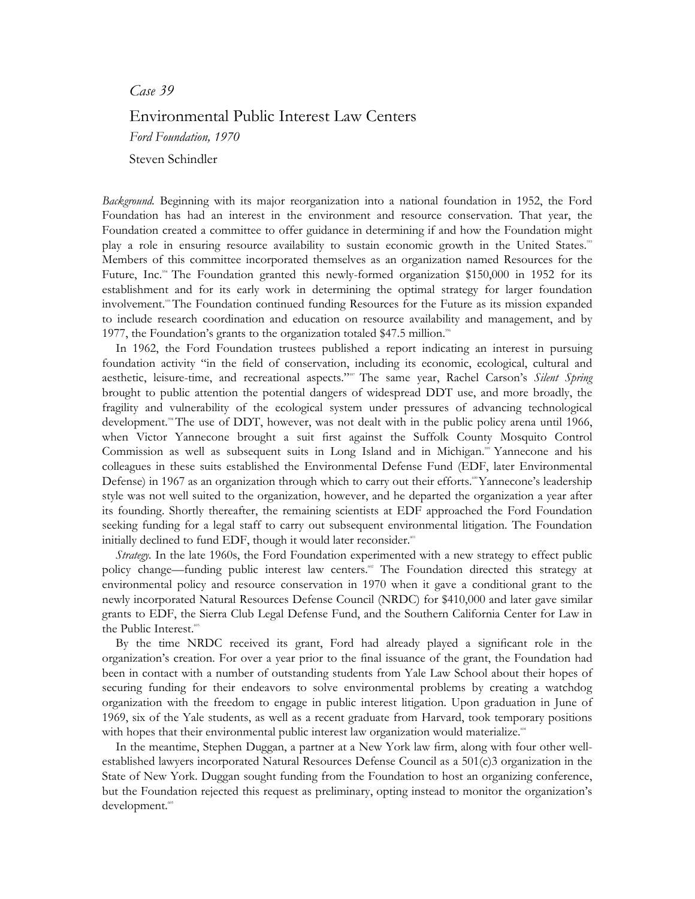*Case 39*

# Environmental Public Interest Law Centers

*Ford Foundation, 1970*

Steven Schindler

*Background*. Beginning with its major reorganization into a national foundation in 1952, the Ford Foundation has had an interest in the environment and resource conservation. That year, the Foundation created a committee to offer guidance in determining if and how the Foundation might play a role in ensuring resource availability to sustain economic growth in the United States.[593] Members of this committee incorporated themselves as an organization named Resources for the Future, Inc.[594] The Foundation granted this newly-formed organization $150,000 in 1952 for its establishment and for its early work in determining the optimal strategy for larger foundation involvement.[595] The Foundation continued funding Resources for the Future as its mission expanded to include research coordination and education on resource availability and management, and by 1977, the Foundation's grants to the organization totaled $47.5 million.[596]

In 1962, the Ford Foundation trustees published a report indicating an interest in pursuing foundation activity "in the field of conservation, including its economic, ecological, cultural and aesthetic, leisure-time, and recreational aspects."[597] The same year, Rachel Carson's *Silent Spring* brought to public attention the potential dangers of widespread DDT use, and more broadly, the fragility and vulnerability of the ecological system under pressures of advancing technological development.[598] The use of DDT, however, was not dealt with in the public policy arena until 1966, when Victor Yannecone brought a suit first against the Suffolk County Mosquito Control Commission as well as subsequent suits in Long Island and in Michigan.[599] Yannecone and his colleagues in these suits established the Environmental Defense Fund (EDF, later Environmental Defense) in 1967 as an organization through which to carry out their efforts.[600] Yannecone's leadership style was not well suited to the organization, however, and he departed the organization a year after its founding. Shortly thereafter, the remaining scientists at EDF approached the Ford Foundation seeking funding for a legal staff to carry out subsequent environmental litigation. The Foundation initially declined to fund EDF, though it would later reconsider.[601]

*Strategy*. In the late 1960s, the Ford Foundation experimented with a new strategy to effect public policy change—funding public interest law centers.[602] The Foundation directed this strategy at environmental policy and resource conservation in 1970 when it gave a conditional grant to the newly incorporated Natural Resources Defense Council (NRDC) for $410,000 and later gave similar grants to EDF, the Sierra Club Legal Defense Fund, and the Southern California Center for Law in the Public Interest.[603]

By the time NRDC received its grant, Ford had already played a significant role in the organization's creation. For over a year prior to the final issuance of the grant, the Foundation had been in contact with a number of outstanding students from Yale Law School about their hopes of securing funding for their endeavors to solve environmental problems by creating a watchdog organization with the freedom to engage in public interest litigation. Upon graduation in June of 1969, six of the Yale students, as well as a recent graduate from Harvard, took temporary positions with hopes that their environmental public interest law organization would materialize.[604]

In the meantime, Stephen Duggan, a partner at a New York law firm, along with four other well-established lawyers incorporated Natural Resources Defense Council as a 501(c)3 organization in the State of New York. Duggan sought funding from the Foundation to host an organizing conference, but the Foundation rejected this request as preliminary, opting instead to monitor the organization's development.[605]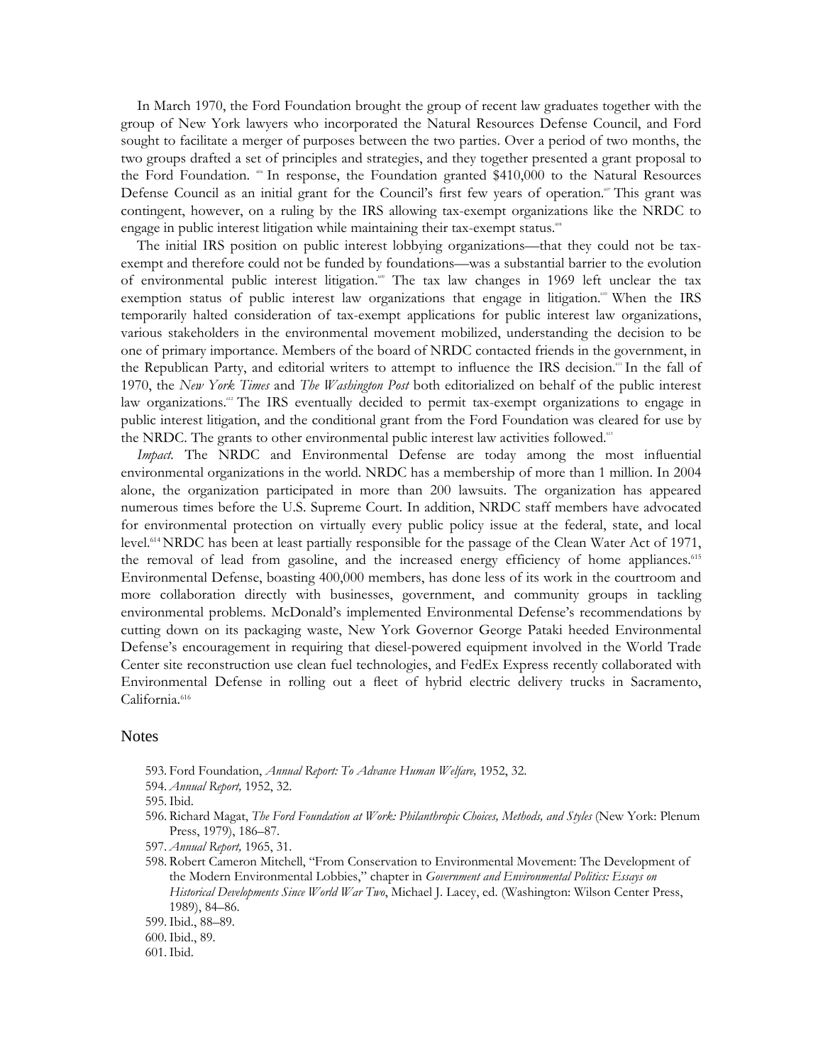In March 1970, the Ford Foundation brought the group of recent law graduates together with the group of New York lawyers who incorporated the Natural Resources Defense Council, and Ford sought to facilitate a merger of purposes between the two parties. Over a period of two months, the two groups drafted a set of principles and strategies, and they together presented a grant proposal to the Ford Foundation. [606] In response, the Foundation granted $410,000 to the Natural Resources Defense Council as an initial grant for the Council's first few years of operation.[607] This grant was contingent, however, on a ruling by the IRS allowing tax-exempt organizations like the NRDC to engage in public interest litigation while maintaining their tax-exempt status.[608]

The initial IRS position on public interest lobbying organizations—that they could not be tax-exempt and therefore could not be funded by foundations—was a substantial barrier to the evolution of environmental public interest litigation.[609] The tax law changes in 1969 left unclear the tax exemption status of public interest law organizations that engage in litigation.[610] When the IRS temporarily halted consideration of tax-exempt applications for public interest law organizations, various stakeholders in the environmental movement mobilized, understanding the decision to be one of primary importance. Members of the board of NRDC contacted friends in the government, in the Republican Party, and editorial writers to attempt to influence the IRS decision.[611] In the fall of 1970, the *New York Times* and *The Washington Post* both editorialized on behalf of the public interest law organizations.[612] The IRS eventually decided to permit tax-exempt organizations to engage in public interest litigation, and the conditional grant from the Ford Foundation was cleared for use by the NRDC. The grants to other environmental public interest law activities followed.[613]

*Impact.* The NRDC and Environmental Defense are today among the most influential environmental organizations in the world. NRDC has a membership of more than 1 million. In 2004 alone, the organization participated in more than 200 lawsuits. The organization has appeared numerous times before the U.S. Supreme Court. In addition, NRDC staff members have advocated for environmental protection on virtually every public policy issue at the federal, state, and local level.[614] NRDC has been at least partially responsible for the passage of the Clean Water Act of 1971, the removal of lead from gasoline, and the increased energy efficiency of home appliances.[615] Environmental Defense, boasting 400,000 members, has done less of its work in the courtroom and more collaboration directly with businesses, government, and community groups in tackling environmental problems. McDonald's implemented Environmental Defense's recommendations by cutting down on its packaging waste, New York Governor George Pataki heeded Environmental Defense's encouragement in requiring that diesel-powered equipment involved in the World Trade Center site reconstruction use clean fuel technologies, and FedEx Express recently collaborated with Environmental Defense in rolling out a fleet of hybrid electric delivery trucks in Sacramento, California.[616]

## Notes

593. Ford Foundation, *Annual Report: To Advance Human Welfare,* 1952, 32.
594. *Annual Report,* 1952, 32.
595. Ibid.
596. Richard Magat, *The Ford Foundation at Work: Philanthropic Choices, Methods, and Styles* (New York: Plenum Press, 1979), 186–87.
597. *Annual Report,* 1965, 31.
598. Robert Cameron Mitchell, "From Conservation to Environmental Movement: The Development of the Modern Environmental Lobbies," chapter in *Government and Environmental Politics: Essays on Historical Developments Since World War Two*, Michael J. Lacey, ed. (Washington: Wilson Center Press, 1989), 84–86.
599. Ibid., 88–89.
600. Ibid., 89.
601. Ibid.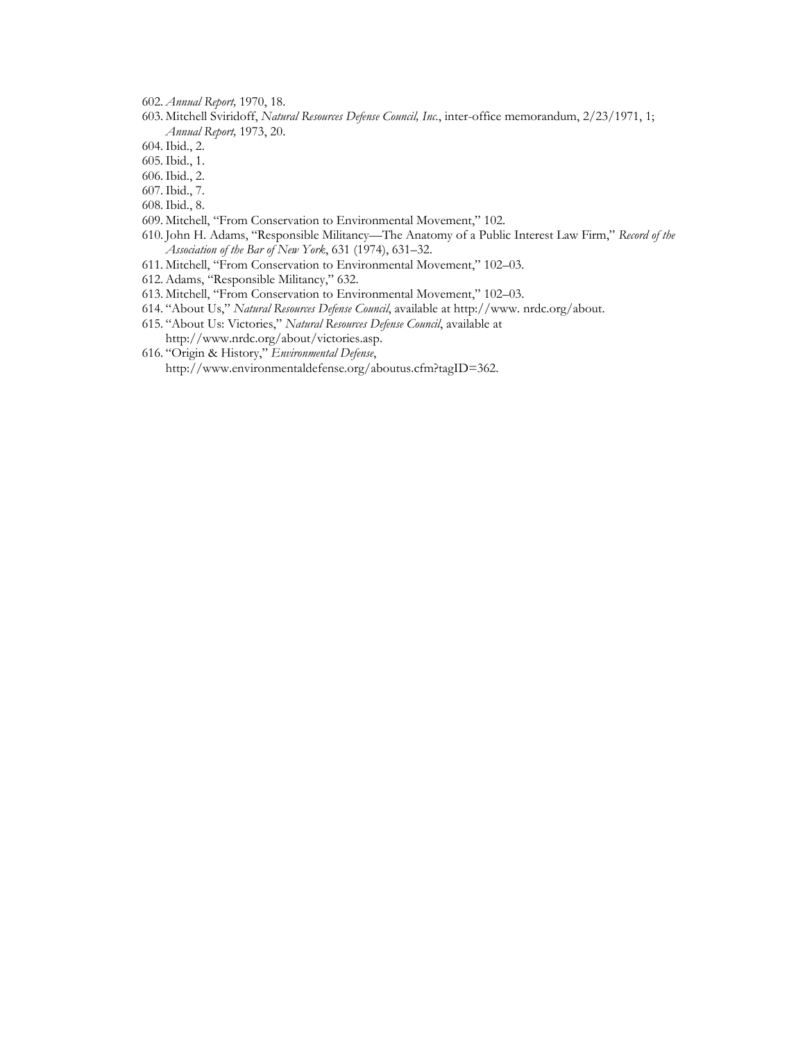602. *Annual Report,* 1970, 18.
603. Mitchell Sviridoff, *Natural Resources Defense Council, Inc.*, inter-office memorandum, 2/23/1971, 1; *Annual Report,* 1973, 20.
604. Ibid., 2.
605. Ibid., 1.
606. Ibid., 2.
607. Ibid., 7.
608. Ibid., 8.
609. Mitchell, "From Conservation to Environmental Movement," 102.
610. John H. Adams, "Responsible Militancy—The Anatomy of a Public Interest Law Firm," *Record of the Association of the Bar of New York*, 631 (1974), 631–32.
611. Mitchell, "From Conservation to Environmental Movement," 102–03.
612. Adams, "Responsible Militancy," 632.
613. Mitchell, "From Conservation to Environmental Movement," 102–03.
614. "About Us," *Natural Resources Defense Council*, available at http://www. nrdc.org/about.
615. "About Us: Victories," *Natural Resources Defense Council*, available at http://www.nrdc.org/about/victories.asp.
616. "Origin & History," *Environmental Defense*, http://www.environmentaldefense.org/aboutus.cfm?tagID=362.